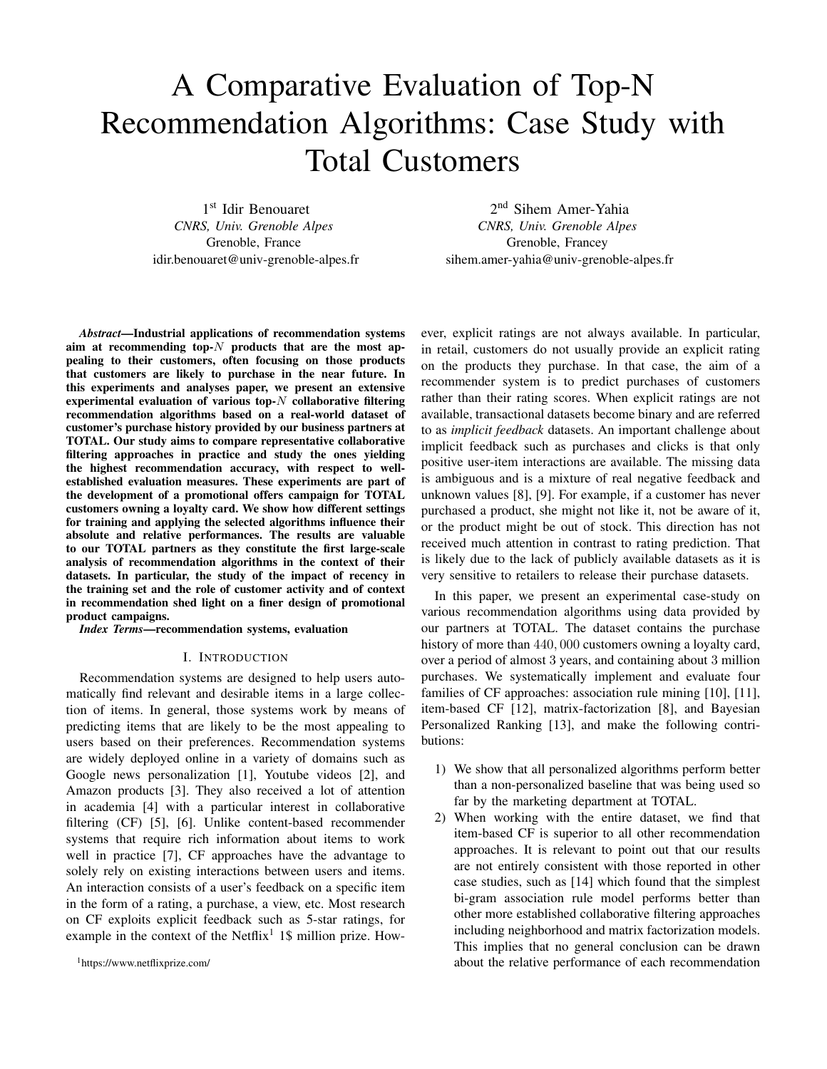# A Comparative Evaluation of Top-N Recommendation Algorithms: Case Study with Total Customers

1st Idir Benouaret
*CNRS, Univ. Grenoble Alpes*
Grenoble, France
idir.benouaret@univ-grenoble-alpes.fr

2nd Sihem Amer-Yahia
*CNRS, Univ. Grenoble Alpes*
Grenoble, Francey
sihem.amer-yahia@univ-grenoble-alpes.fr

***Abstract*—Industrial applications of recommendation systems aim at recommending top-$N$ products that are the most appealing to their customers, often focusing on those products that customers are likely to purchase in the near future. In this experiments and analyses paper, we present an extensive experimental evaluation of various top-$N$ collaborative filtering recommendation algorithms based on a real-world dataset of customer's purchase history provided by our business partners at TOTAL. Our study aims to compare representative collaborative filtering approaches in practice and study the ones yielding the highest recommendation accuracy, with respect to well-established evaluation measures. These experiments are part of the development of a promotional offers campaign for TOTAL customers owning a loyalty card. We show how different settings for training and applying the selected algorithms influence their absolute and relative performances. The results are valuable to our TOTAL partners as they constitute the first large-scale analysis of recommendation algorithms in the context of their datasets. In particular, the study of the impact of recency in the training set and the role of customer activity and of context in recommendation shed light on a finer design of promotional product campaigns.**

***Index Terms*—recommendation systems, evaluation**

## I. Introduction

Recommendation systems are designed to help users automatically find relevant and desirable items in a large collection of items. In general, those systems work by means of predicting items that are likely to be the most appealing to users based on their preferences. Recommendation systems are widely deployed online in a variety of domains such as Google news personalization [1], Youtube videos [2], and Amazon products [3]. They also received a lot of attention in academia [4] with a particular interest in collaborative filtering (CF) [5], [6]. Unlike content-based recommender systems that require rich information about items to work well in practice [7], CF approaches have the advantage to solely rely on existing interactions between users and items. An interaction consists of a user's feedback on a specific item in the form of a rating, a purchase, a view, etc. Most research on CF exploits explicit feedback such as 5-star ratings, for example in the context of the Netflix[1] 1$ million prize. However, explicit ratings are not always available. In particular, in retail, customers do not usually provide an explicit rating on the products they purchase. In that case, the aim of a recommender system is to predict purchases of customers rather than their rating scores. When explicit ratings are not available, transactional datasets become binary and are referred to as *implicit feedback* datasets. An important challenge about implicit feedback such as purchases and clicks is that only positive user-item interactions are available. The missing data is ambiguous and is a mixture of real negative feedback and unknown values [8], [9]. For example, if a customer has never purchased a product, she might not like it, not be aware of it, or the product might be out of stock. This direction has not received much attention in contrast to rating prediction. That is likely due to the lack of publicly available datasets as it is very sensitive to retailers to release their purchase datasets.

In this paper, we present an experimental case-study on various recommendation algorithms using data provided by our partners at TOTAL. The dataset contains the purchase history of more than $440,000$ customers owning a loyalty card, over a period of almost $3$ years, and containing about $3$ million purchases. We systematically implement and evaluate four families of CF approaches: association rule mining [10], [11], item-based CF [12], matrix-factorization [8], and Bayesian Personalized Ranking [13], and make the following contributions:

1) We show that all personalized algorithms perform better than a non-personalized baseline that was being used so far by the marketing department at TOTAL.
2) When working with the entire dataset, we find that item-based CF is superior to all other recommendation approaches. It is relevant to point out that our results are not entirely consistent with those reported in other case studies, such as [14] which found that the simplest bi-gram association rule model performs better than other more established collaborative filtering approaches including neighborhood and matrix factorization models. This implies that no general conclusion can be drawn about the relative performance of each recommendation

[1] https://www.netflixprize.com/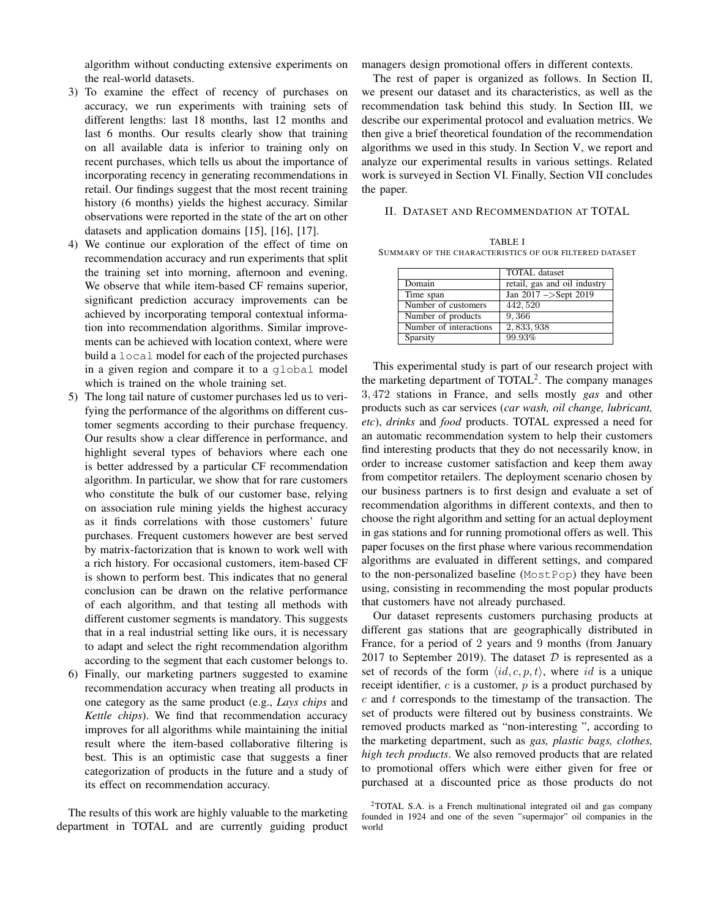algorithm without conducting extensive experiments on the real-world datasets.

3) To examine the effect of recency of purchases on accuracy, we run experiments with training sets of different lengths: last 18 months, last 12 months and last 6 months. Our results clearly show that training on all available data is inferior to training only on recent purchases, which tells us about the importance of incorporating recency in generating recommendations in retail. Our findings suggest that the most recent training history (6 months) yields the highest accuracy. Similar observations were reported in the state of the art on other datasets and application domains [15], [16], [17].
4) We continue our exploration of the effect of time on recommendation accuracy and run experiments that split the training set into morning, afternoon and evening. We observe that while item-based CF remains superior, significant prediction accuracy improvements can be achieved by incorporating temporal contextual information into recommendation algorithms. Similar improvements can be achieved with location context, where were build a `local` model for each of the projected purchases in a given region and compare it to a `global` model which is trained on the whole training set.
5) The long tail nature of customer purchases led us to verifying the performance of the algorithms on different customer segments according to their purchase frequency. Our results show a clear difference in performance, and highlight several types of behaviors where each one is better addressed by a particular CF recommendation algorithm. In particular, we show that for rare customers who constitute the bulk of our customer base, relying on association rule mining yields the highest accuracy as it finds correlations with those customers' future purchases. Frequent customers however are best served by matrix-factorization that is known to work well with a rich history. For occasional customers, item-based CF is shown to perform best. This indicates that no general conclusion can be drawn on the relative performance of each algorithm, and that testing all methods with different customer segments is mandatory. This suggests that in a real industrial setting like ours, it is necessary to adapt and select the right recommendation algorithm according to the segment that each customer belongs to.
6) Finally, our marketing partners suggested to examine recommendation accuracy when treating all products in one category as the same product (e.g., *Lays chips* and *Kettle chips*). We find that recommendation accuracy improves for all algorithms while maintaining the initial result where the item-based collaborative filtering is best. This is an optimistic case that suggests a finer categorization of products in the future and a study of its effect on recommendation accuracy.

The results of this work are highly valuable to the marketing department in TOTAL and are currently guiding product managers design promotional offers in different contexts.

The rest of paper is organized as follows. In Section II, we present our dataset and its characteristics, as well as the recommendation task behind this study. In Section III, we describe our experimental protocol and evaluation metrics. We then give a brief theoretical foundation of the recommendation algorithms we used in this study. In Section V, we report and analyze our experimental results in various settings. Related work is surveyed in Section VI. Finally, Section VII concludes the paper.

## II. Dataset and Recommendation at TOTAL

TABLE I
SUMMARY OF THE CHARACTERISTICS OF OUR FILTERED DATASET

| | TOTAL dataset |
|---|---|
| Domain | retail, gas and oil industry |
| Time span | Jan 2017 –>Sept 2019 |
| Number of customers | $442,520$ |
| Number of products | $9,366$ |
| Number of interactions | $2,833,938$ |
| Sparsity | $99.93\%$ |

This experimental study is part of our research project with the marketing department of TOTAL[2]. The company manages $3,472$ stations in France, and sells mostly *gas* and other products such as car services (*car wash, oil change, lubricant, etc*), *drinks* and *food* products. TOTAL expressed a need for an automatic recommendation system to help their customers find interesting products that they do not necessarily know, in order to increase customer satisfaction and keep them away from competitor retailers. The deployment scenario chosen by our business partners is to first design and evaluate a set of recommendation algorithms in different contexts, and then to choose the right algorithm and setting for an actual deployment in gas stations and for running promotional offers as well. This paper focuses on the first phase where various recommendation algorithms are evaluated in different settings, and compared to the non-personalized baseline (`MostPop`) they have been using, consisting in recommending the most popular products that customers have not already purchased.

Our dataset represents customers purchasing products at different gas stations that are geographically distributed in France, for a period of $2$ years and $9$ months (from January 2017 to September 2019). The dataset $\mathcal{D}$ is represented as a set of records of the form $\langle id, c, p, t\rangle$, where $id$ is a unique receipt identifier, $c$ is a customer, $p$ is a product purchased by $c$ and $t$ corresponds to the timestamp of the transaction. The set of products were filtered out by business constraints. We removed products marked as "non-interesting ", according to the marketing department, such as *gas, plastic bags, clothes, high tech products*. We also removed products that are related to promotional offers which were either given for free or purchased at a discounted price as those products do not

[2]TOTAL S.A. is a French multinational integrated oil and gas company founded in 1924 and one of the seven "supermajor" oil companies in the world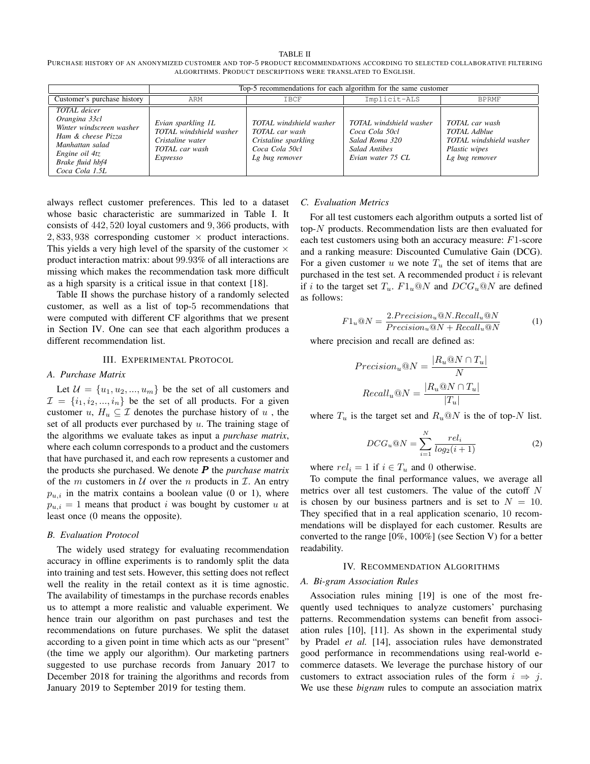TABLE II

PURCHASE HISTORY OF AN ANONYMIZED CUSTOMER AND TOP-5 PRODUCT RECOMMENDATIONS ACCORDING TO SELECTED COLLABORATIVE FILTERING ALGORITHMS. PRODUCT DESCRIPTIONS WERE TRANSLATED TO ENGLISH.

| | Top-5 recommendations for each algorithm for the same customer | | | |
|---|---|---|---|---|
| Customer's purchase history | ARM | IBCF | Implicit-ALS | BPRMF |
| *TOTAL deicer*<br>*Orangina 33cl*<br>*Winter windscreen washer*<br>*Ham & cheese Pizza*<br>*Manhattan salad*<br>*Engine oil 4tz*<br>*Brake fluid hbf4*<br>*Coca Cola 1.5L* | *Evian sparkling 1L*<br>*TOTAL windshield washer*<br>*Cristaline water*<br>*TOTAL car wash*<br>*Expresso* | *TOTAL windshield washer*<br>*TOTAL car wash*<br>*Cristaline sparkling*<br>*Coca Cola 50cl*<br>*Lg bug remover* | *TOTAL windshield washer*<br>*Coca Cola 50cl*<br>*Salad Roma 320*<br>*Salad Antibes*<br>*Evian water 75 CL* | *TOTAL car wash*<br>*TOTAL Adblue*<br>*TOTAL windshield washer*<br>*Plastic wipes*<br>*Lg bug remover* |

always reflect customer preferences. This led to a dataset whose basic characteristic are summarized in Table I. It consists of $442,520$ loyal customers and $9,366$ products, with $2,833,938$ corresponding customer $\times$ product interactions. This yields a very high level of the sparsity of the customer $\times$ product interaction matrix: about $99.93\%$ of all interactions are missing which makes the recommendation task more difficult as a high sparsity is a critical issue in that context [18].

Table II shows the purchase history of a randomly selected customer, as well as a list of top-5 recommendations that were computed with different CF algorithms that we present in Section IV. One can see that each algorithm produces a different recommendation list.

## III. Experimental Protocol

### A. Purchase Matrix

Let $\mathcal{U} = \{u_1, u_2, ..., u_m\}$ be the set of all customers and $\mathcal{I} = \{i_1, i_2, ..., i_n\}$ be the set of all products. For a given customer $u$, $H_u \subseteq \mathcal{I}$ denotes the purchase history of $u$ , the set of all products ever purchased by $u$. The training stage of the algorithms we evaluate takes as input a *purchase matrix*, where each column corresponds to a product and the customers that have purchased it, and each row represents a customer and the products she purchased. We denote $\boldsymbol{P}$ the *purchase matrix* of the $m$ customers in $\mathcal{U}$ over the $n$ products in $\mathcal{I}$. An entry $p_{u,i}$ in the matrix contains a boolean value (0 or 1), where $p_{u,i} = 1$ means that product $i$ was bought by customer $u$ at least once (0 means the opposite).

### B. Evaluation Protocol

The widely used strategy for evaluating recommendation accuracy in offline experiments is to randomly split the data into training and test sets. However, this setting does not reflect well the reality in the retail context as it is time agnostic. The availability of timestamps in the purchase records enables us to attempt a more realistic and valuable experiment. We hence train our algorithm on past purchases and test the recommendations on future purchases. We split the dataset according to a given point in time which acts as our "present" (the time we apply our algorithm). Our marketing partners suggested to use purchase records from January 2017 to December 2018 for training the algorithms and records from January 2019 to September 2019 for testing them.

### C. Evaluation Metrics

For all test customers each algorithm outputs a sorted list of top-$N$ products. Recommendation lists are then evaluated for each test customers using both an accuracy measure: $F1$-score and a ranking measure: Discounted Cumulative Gain (DCG). For a given customer $u$ we note $T_u$ the set of items that are purchased in the test set. A recommended product $i$ is relevant if $i$ to the target set $T_u$. $F1_u@N$ and $DCG_u@N$ are defined as follows:

$$F1_u@N = \frac{2.Precision_u@N.Recall_u@N}{Precision_u@N + Recall_u@N} \tag{1}$$

where precision and recall are defined as:

$$Precision_u@N = \frac{|R_u@N \cap T_u|}{N}$$

$$Recall_u@N = \frac{|R_u@N \cap T_u|}{|T_u|}$$

where $T_u$ is the target set and $R_u@N$ is the of top-$N$ list.

$$DCG_u@N = \sum_{i=1}^{N} \frac{rel_i}{log_2(i+1)} \tag{2}$$

where $rel_i = 1$ if $i \in T_u$ and 0 otherwise.

To compute the final performance values, we average all metrics over all test customers. The value of the cutoff $N$ is chosen by our business partners and is set to $N = 10$. They specified that in a real application scenario, 10 recommendations will be displayed for each customer. Results are converted to the range [0%, 100%] (see Section V) for a better readability.

## IV. Recommendation Algorithms

### A. Bi-gram Association Rules

Association rules mining [19] is one of the most frequently used techniques to analyze customers' purchasing patterns. Recommendation systems can benefit from association rules [10], [11]. As shown in the experimental study by Pradel *et al.* [14], association rules have demonstrated good performance in recommendations using real-world e-commerce datasets. We leverage the purchase history of our customers to extract association rules of the form $i \Rightarrow j$. We use these *bigram* rules to compute an association matrix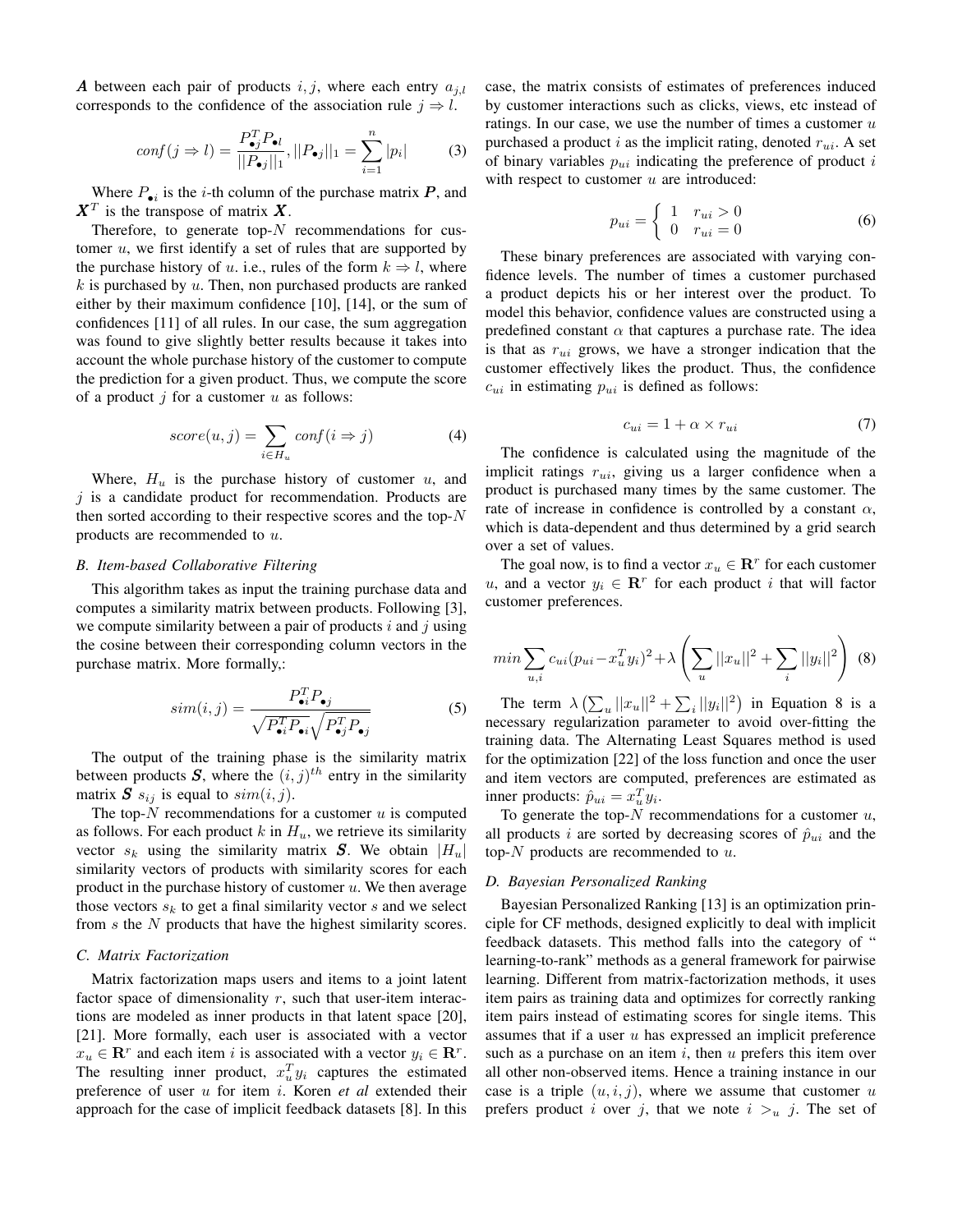$\boldsymbol{A}$ between each pair of products $i, j$, where each entry $a_{j,l}$ corresponds to the confidence of the association rule $j \Rightarrow l$.

$$conf(j \Rightarrow l) = \frac{P_{\bullet j}^T P_{\bullet l}}{||P_{\bullet j}||_1}, ||P_{\bullet j}||_1 = \sum_{i=1}^{n} |p_i| \tag{3}$$

Where $P_{\bullet i}$ is the $i$-th column of the purchase matrix $\boldsymbol{P}$, and $\boldsymbol{X}^T$ is the transpose of matrix $\boldsymbol{X}$.

Therefore, to generate top-$N$ recommendations for customer $u$, we first identify a set of rules that are supported by the purchase history of $u$. i.e., rules of the form $k \Rightarrow l$, where $k$ is purchased by $u$. Then, non purchased products are ranked either by their maximum confidence [10], [14], or the sum of confidences [11] of all rules. In our case, the sum aggregation was found to give slightly better results because it takes into account the whole purchase history of the customer to compute the prediction for a given product. Thus, we compute the score of a product $j$ for a customer $u$ as follows:

$$score(u, j) = \sum_{i \in H_u} conf(i \Rightarrow j) \tag{4}$$

Where, $H_u$ is the purchase history of customer $u$, and $j$ is a candidate product for recommendation. Products are then sorted according to their respective scores and the top-$N$ products are recommended to $u$.

### B. Item-based Collaborative Filtering

This algorithm takes as input the training purchase data and computes a similarity matrix between products. Following [3], we compute similarity between a pair of products $i$ and $j$ using the cosine between their corresponding column vectors in the purchase matrix. More formally,:

$$sim(i, j) = \frac{P_{\bullet i}^T P_{\bullet j}}{\sqrt{P_{\bullet i}^T P_{\bullet i}}\sqrt{P_{\bullet j}^T P_{\bullet j}}} \tag{5}$$

The output of the training phase is the similarity matrix between products $\boldsymbol{S}$, where the $(i, j)^{th}$ entry in the similarity matrix $\boldsymbol{S}$ $s_{ij}$ is equal to $sim(i, j)$.

The top-$N$ recommendations for a customer $u$ is computed as follows. For each product $k$ in $H_u$, we retrieve its similarity vector $s_k$ using the similarity matrix $\boldsymbol{S}$. We obtain $|H_u|$ similarity vectors of products with similarity scores for each product in the purchase history of customer $u$. We then average those vectors $s_k$ to get a final similarity vector $s$ and we select from $s$ the $N$ products that have the highest similarity scores.

### C. Matrix Factorization

Matrix factorization maps users and items to a joint latent factor space of dimensionality $r$, such that user-item interactions are modeled as inner products in that latent space [20], [21]. More formally, each user is associated with a vector $x_u \in \mathbf{R}^r$ and each item $i$ is associated with a vector $y_i \in \mathbf{R}^r$. The resulting inner product, $x_u^T y_i$ captures the estimated preference of user $u$ for item $i$. Koren *et al* extended their approach for the case of implicit feedback datasets [8]. In this case, the matrix consists of estimates of preferences induced by customer interactions such as clicks, views, etc instead of ratings. In our case, we use the number of times a customer $u$ purchased a product $i$ as the implicit rating, denoted $r_{ui}$. A set of binary variables $p_{ui}$ indicating the preference of product $i$ with respect to customer $u$ are introduced:

$$p_{ui} = \begin{cases} 1 & r_{ui} > 0 \\ 0 & r_{ui} = 0 \end{cases} \tag{6}$$

These binary preferences are associated with varying confidence levels. The number of times a customer purchased a product depicts his or her interest over the product. To model this behavior, confidence values are constructed using a predefined constant $\alpha$ that captures a purchase rate. The idea is that as $r_{ui}$ grows, we have a stronger indication that the customer effectively likes the product. Thus, the confidence $c_{ui}$ in estimating $p_{ui}$ is defined as follows:

$$c_{ui} = 1 + \alpha \times r_{ui} \tag{7}$$

The confidence is calculated using the magnitude of the implicit ratings $r_{ui}$, giving us a larger confidence when a product is purchased many times by the same customer. The rate of increase in confidence is controlled by a constant $\alpha$, which is data-dependent and thus determined by a grid search over a set of values.

The goal now, is to find a vector $x_u \in \mathbf{R}^r$ for each customer $u$, and a vector $y_i \in \mathbf{R}^r$ for each product $i$ that will factor customer preferences.

$$min \sum_{u,i} c_{ui}(p_{ui} - x_u^T y_i)^2 + \lambda \left( \sum_u ||x_u||^2 + \sum_i ||y_i||^2 \right) \tag{8}$$

The term $\lambda \left( \sum_u ||x_u||^2 + \sum_i ||y_i||^2 \right)$ in Equation 8 is a necessary regularization parameter to avoid over-fitting the training data. The Alternating Least Squares method is used for the optimization [22] of the loss function and once the user and item vectors are computed, preferences are estimated as inner products: $\hat{p}_{ui} = x_u^T y_i$.

To generate the top-$N$ recommendations for a customer $u$, all products $i$ are sorted by decreasing scores of $\hat{p}_{ui}$ and the top-$N$ products are recommended to $u$.

### D. Bayesian Personalized Ranking

Bayesian Personalized Ranking [13] is an optimization principle for CF methods, designed explicitly to deal with implicit feedback datasets. This method falls into the category of " learning-to-rank" methods as a general framework for pairwise learning. Different from matrix-factorization methods, it uses item pairs as training data and optimizes for correctly ranking item pairs instead of estimating scores for single items. This assumes that if a user $u$ has expressed an implicit preference such as a purchase on an item $i$, then $u$ prefers this item over all other non-observed items. Hence a training instance in our case is a triple $(u, i, j)$, where we assume that customer $u$ prefers product $i$ over $j$, that we note $i >_u j$. The set of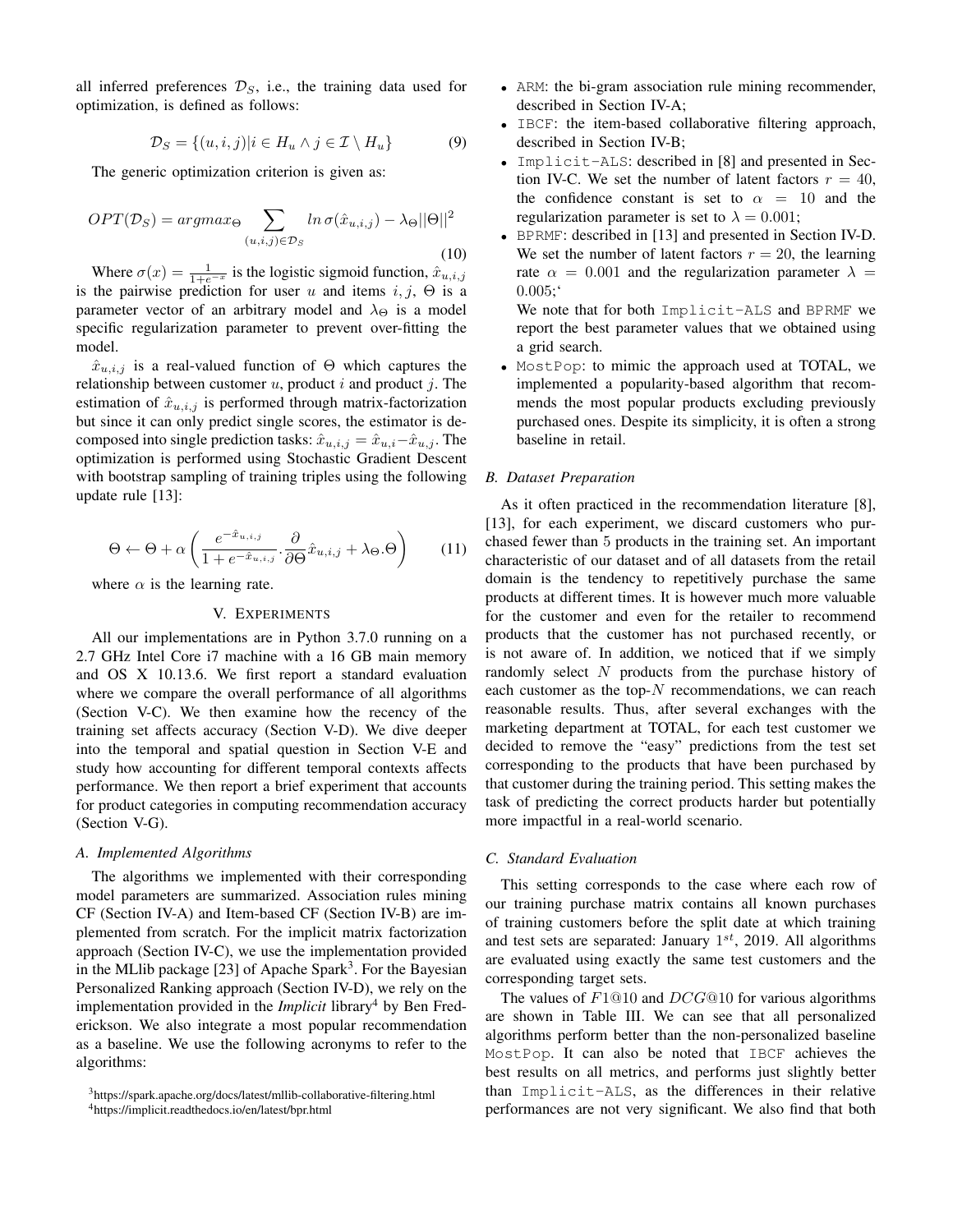all inferred preferences $\mathcal{D}_S$, i.e., the training data used for optimization, is defined as follows:

$$\mathcal{D}_S = \{(u,i,j) | i \in H_u \wedge j \in \mathcal{I} \setminus H_u\} \tag{9}$$

The generic optimization criterion is given as:

$$OPT(\mathcal{D}_S) = argmax_{\Theta} \sum_{(u,i,j)\in\mathcal{D}_S} ln\,\sigma(\hat{x}_{u,i,j}) - \lambda_{\Theta}||\Theta||^2 \tag{10}$$

Where $\sigma(x) = \frac{1}{1+e^{-x}}$ is the logistic sigmoid function, $\hat{x}_{u,i,j}$ is the pairwise prediction for user $u$ and items $i, j$, $\Theta$ is a parameter vector of an arbitrary model and $\lambda_{\Theta}$ is a model specific regularization parameter to prevent over-fitting the model.

$\hat{x}_{u,i,j}$ is a real-valued function of $\Theta$ which captures the relationship between customer $u$, product $i$ and product $j$. The estimation of $\hat{x}_{u,i,j}$ is performed through matrix-factorization but since it can only predict single scores, the estimator is decomposed into single prediction tasks: $\hat{x}_{u,i,j} = \hat{x}_{u,i} - \hat{x}_{u,j}$. The optimization is performed using Stochastic Gradient Descent with bootstrap sampling of training triples using the following update rule [13]:

$$\Theta \leftarrow \Theta + \alpha \left( \frac{e^{-\hat{x}_{u,i,j}}}{1+e^{-\hat{x}_{u,i,j}}} \cdot \frac{\partial}{\partial\Theta}\hat{x}_{u,i,j} + \lambda_{\Theta}.\Theta \right) \tag{11}$$

where $\alpha$ is the learning rate.

## V. Experiments

All our implementations are in Python 3.7.0 running on a 2.7 GHz Intel Core i7 machine with a 16 GB main memory and OS X 10.13.6. We first report a standard evaluation where we compare the overall performance of all algorithms (Section V-C). We then examine how the recency of the training set affects accuracy (Section V-D). We dive deeper into the temporal and spatial question in Section V-E and study how accounting for different temporal contexts affects performance. We then report a brief experiment that accounts for product categories in computing recommendation accuracy (Section V-G).

### A. Implemented Algorithms

The algorithms we implemented with their corresponding model parameters are summarized. Association rules mining CF (Section IV-A) and Item-based CF (Section IV-B) are implemented from scratch. For the implicit matrix factorization approach (Section IV-C), we use the implementation provided in the MLlib package [23] of Apache Spark[3]. For the Bayesian Personalized Ranking approach (Section IV-D), we rely on the implementation provided in the *Implicit* library[4] by Ben Frederickson. We also integrate a most popular recommendation as a baseline. We use the following acronyms to refer to the algorithms:

- `ARM`: the bi-gram association rule mining recommender, described in Section IV-A;
- `IBCF`: the item-based collaborative filtering approach, described in Section IV-B;
- `Implicit-ALS`: described in [8] and presented in Section IV-C. We set the number of latent factors $r = 40$, the confidence constant is set to $\alpha = 10$ and the regularization parameter is set to $\lambda = 0.001$;
- `BPRMF`: described in [13] and presented in Section IV-D. We set the number of latent factors $r = 20$, the learning rate $\alpha = 0.001$ and the regularization parameter $\lambda = 0.005$;‘

  We note that for both `Implicit-ALS` and `BPRMF` we report the best parameter values that we obtained using a grid search.
- `MostPop`: to mimic the approach used at TOTAL, we implemented a popularity-based algorithm that recommends the most popular products excluding previously purchased ones. Despite its simplicity, it is often a strong baseline in retail.

### B. Dataset Preparation

As it often practiced in the recommendation literature [8], [13], for each experiment, we discard customers who purchased fewer than 5 products in the training set. An important characteristic of our dataset and of all datasets from the retail domain is the tendency to repetitively purchase the same products at different times. It is however much more valuable for the customer and even for the retailer to recommend products that the customer has not purchased recently, or is not aware of. In addition, we noticed that if we simply randomly select $N$ products from the purchase history of each customer as the top-$N$ recommendations, we can reach reasonable results. Thus, after several exchanges with the marketing department at TOTAL, for each test customer we decided to remove the "easy" predictions from the test set corresponding to the products that have been purchased by that customer during the training period. This setting makes the task of predicting the correct products harder but potentially more impactful in a real-world scenario.

### C. Standard Evaluation

This setting corresponds to the case where each row of our training purchase matrix contains all known purchases of training customers before the split date at which training and test sets are separated: January $1^{st}$, 2019. All algorithms are evaluated using exactly the same test customers and the corresponding target sets.

The values of $F1@10$ and $DCG@10$ for various algorithms are shown in Table III. We can see that all personalized algorithms perform better than the non-personalized baseline `MostPop`. It can also be noted that `IBCF` achieves the best results on all metrics, and performs just slightly better than `Implicit-ALS`, as the differences in their relative performances are not very significant. We also find that both

[3] https://spark.apache.org/docs/latest/mllib-collaborative-filtering.html
[4] https://implicit.readthedocs.io/en/latest/bpr.html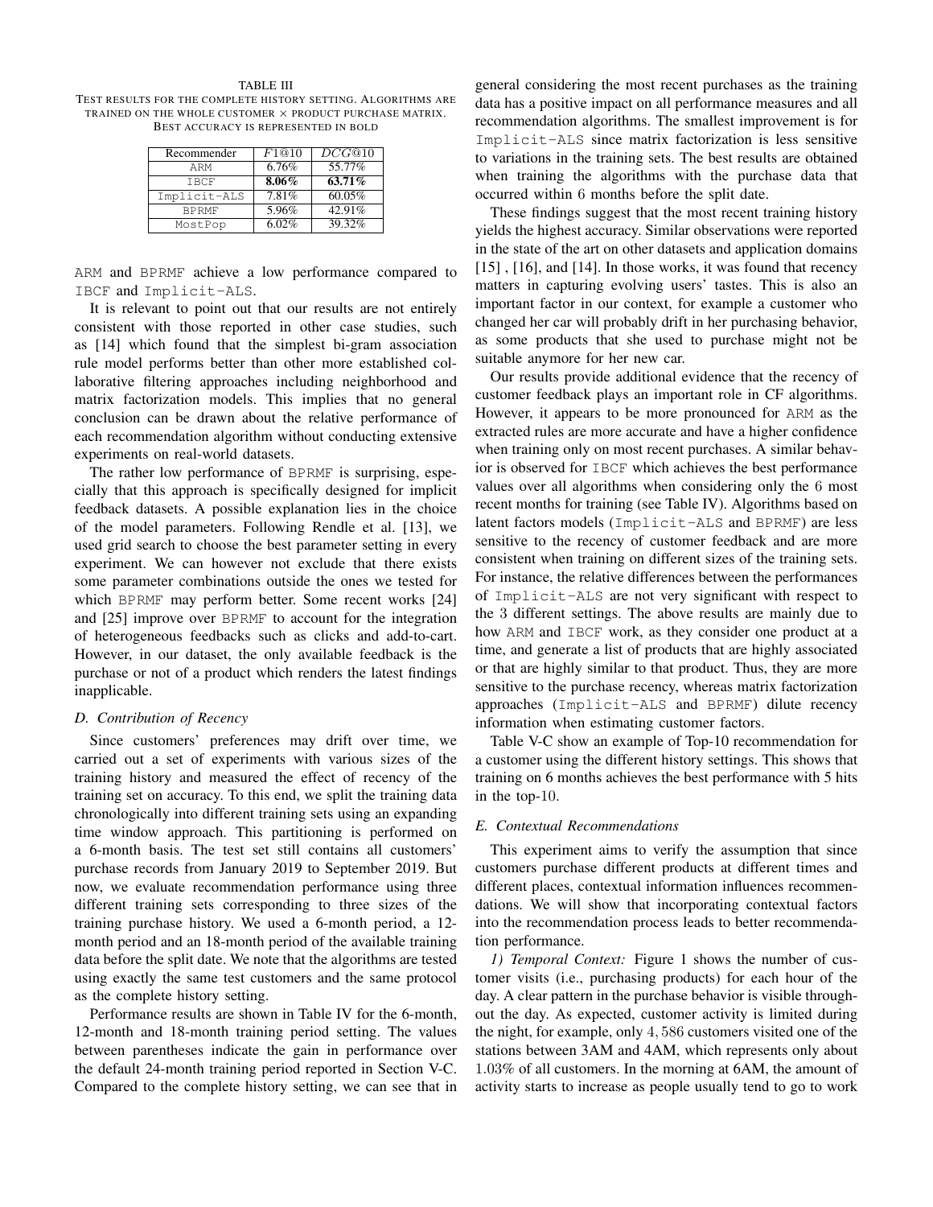TABLE III

TEST RESULTS FOR THE COMPLETE HISTORY SETTING. ALGORITHMS ARE TRAINED ON THE WHOLE CUSTOMER × PRODUCT PURCHASE MATRIX. BEST ACCURACY IS REPRESENTED IN BOLD

| Recommender | $F1@10$ | $DCG@10$ |
| --- | --- | --- |
| ARM | 6.76% | 55.77% |
| IBCF | **8.06%** | **63.71%** |
| Implicit-ALS | 7.81% | 60.05% |
| BPRMF | 5.96% | 42.91% |
| MostPop | 6.02% | 39.32% |

ARM and BPRMF achieve a low performance compared to IBCF and Implicit-ALS.

It is relevant to point out that our results are not entirely consistent with those reported in other case studies, such as [14] which found that the simplest bi-gram association rule model performs better than other more established collaborative filtering approaches including neighborhood and matrix factorization models. This implies that no general conclusion can be drawn about the relative performance of each recommendation algorithm without conducting extensive experiments on real-world datasets.

The rather low performance of BPRMF is surprising, especially that this approach is specifically designed for implicit feedback datasets. A possible explanation lies in the choice of the model parameters. Following Rendle et al. [13], we used grid search to choose the best parameter setting in every experiment. We can however not exclude that there exists some parameter combinations outside the ones we tested for which BPRMF may perform better. Some recent works [24] and [25] improve over BPRMF to account for the integration of heterogeneous feedbacks such as clicks and add-to-cart. However, in our dataset, the only available feedback is the purchase or not of a product which renders the latest findings inapplicable.

### D. Contribution of Recency

Since customers' preferences may drift over time, we carried out a set of experiments with various sizes of the training history and measured the effect of recency of the training set on accuracy. To this end, we split the training data chronologically into different training sets using an expanding time window approach. This partitioning is performed on a 6-month basis. The test set still contains all customers' purchase records from January 2019 to September 2019. But now, we evaluate recommendation performance using three different training sets corresponding to three sizes of the training purchase history. We used a 6-month period, a 12-month period and an 18-month period of the available training data before the split date. We note that the algorithms are tested using exactly the same test customers and the same protocol as the complete history setting.

Performance results are shown in Table IV for the 6-month, 12-month and 18-month training period setting. The values between parentheses indicate the gain in performance over the default 24-month training period reported in Section V-C. Compared to the complete history setting, we can see that in general considering the most recent purchases as the training data has a positive impact on all performance measures and all recommendation algorithms. The smallest improvement is for Implicit-ALS since matrix factorization is less sensitive to variations in the training sets. The best results are obtained when training the algorithms with the purchase data that occurred within 6 months before the split date.

These findings suggest that the most recent training history yields the highest accuracy. Similar observations were reported in the state of the art on other datasets and application domains [15] , [16], and [14]. In those works, it was found that recency matters in capturing evolving users' tastes. This is also an important factor in our context, for example a customer who changed her car will probably drift in her purchasing behavior, as some products that she used to purchase might not be suitable anymore for her new car.

Our results provide additional evidence that the recency of customer feedback plays an important role in CF algorithms. However, it appears to be more pronounced for ARM as the extracted rules are more accurate and have a higher confidence when training only on most recent purchases. A similar behavior is observed for IBCF which achieves the best performance values over all algorithms when considering only the 6 most recent months for training (see Table IV). Algorithms based on latent factors models (Implicit-ALS and BPRMF) are less sensitive to the recency of customer feedback and are more consistent when training on different sizes of the training sets. For instance, the relative differences between the performances of Implicit-ALS are not very significant with respect to the 3 different settings. The above results are mainly due to how ARM and IBCF work, as they consider one product at a time, and generate a list of products that are highly associated or that are highly similar to that product. Thus, they are more sensitive to the purchase recency, whereas matrix factorization approaches (Implicit-ALS and BPRMF) dilute recency information when estimating customer factors.

Table V-C show an example of Top-10 recommendation for a customer using the different history settings. This shows that training on 6 months achieves the best performance with 5 hits in the top-10.

### E. Contextual Recommendations

This experiment aims to verify the assumption that since customers purchase different products at different times and different places, contextual information influences recommendations. We will show that incorporating contextual factors into the recommendation process leads to better recommendation performance.

*1) Temporal Context:* Figure 1 shows the number of customer visits (i.e., purchasing products) for each hour of the day. A clear pattern in the purchase behavior is visible throughout the day. As expected, customer activity is limited during the night, for example, only $4,586$ customers visited one of the stations between 3AM and 4AM, which represents only about $1.03\%$ of all customers. In the morning at 6AM, the amount of activity starts to increase as people usually tend to go to work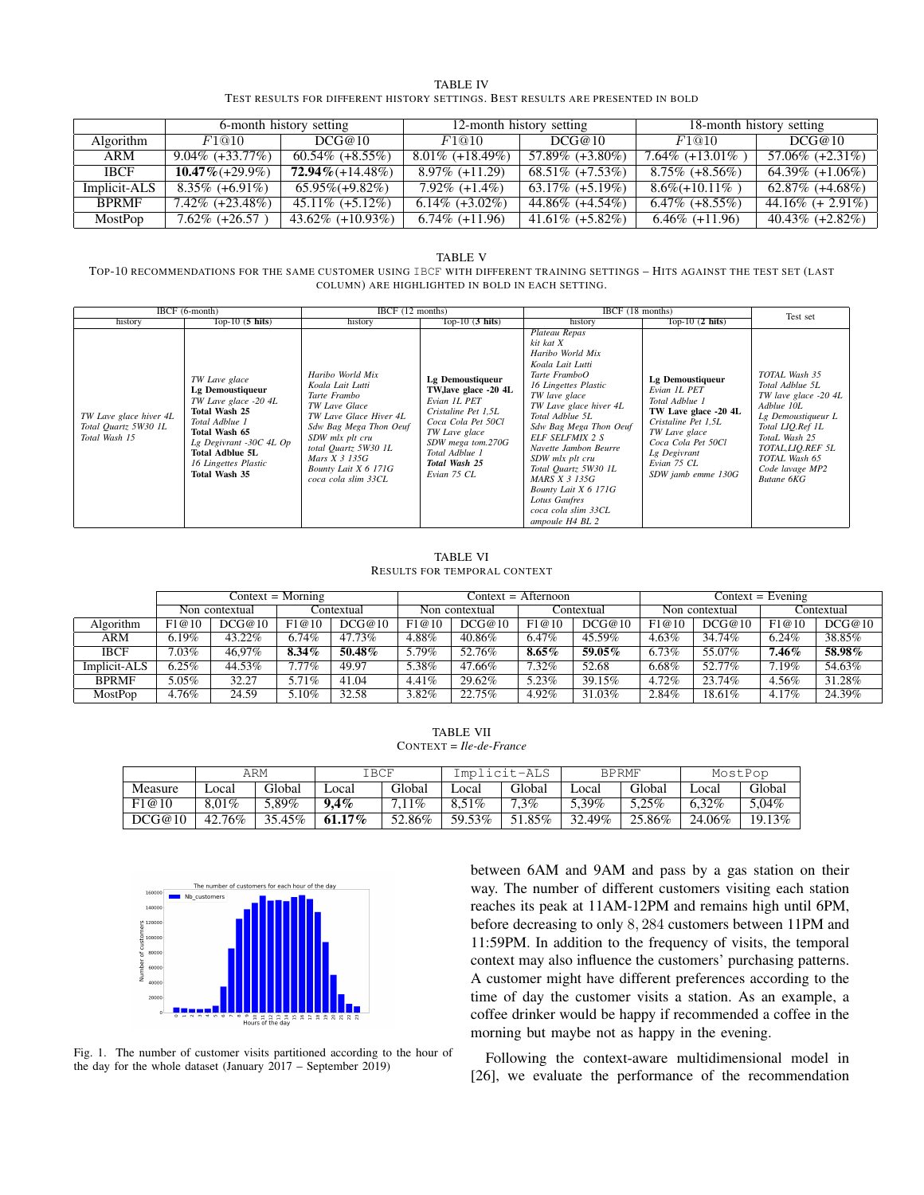TABLE IV
Test results for different history settings. Best results are presented in bold

| Algorithm | 6-month history setting | | 12-month history setting | | 18-month history setting | |
|---|---|---|---|---|---|---|
| | $F1$@10 | DCG@10 | $F1$@10 | DCG@10 | $F1$@10 | DCG@10 |
| ARM | 9.04% (+33.77%) | 60.54% (+8.55%) | 8.01% (+18.49%) | 57.89% (+3.80%) | 7.64% (+13.01% ) | 57.06% (+2.31%) |
| IBCF | **10.47%**(+29.9%) | **72.94%**(+14.48%) | 8.97% (+11.29) | 68.51% (+7.53%) | 8.75% (+8.56%) | 64.39% (+1.06%) |
| Implicit-ALS | 8.35% (+6.91%) | 65.95%(+9.82%) | 7.92% (+1.4%) | 63.17% (+5.19%) | 8.6%(+10.11% ) | 62.87% (+4.68%) |
| BPRMF | 7.42% (+23.48%) | 45.11% (+5.12%) | 6.14% (+3.02%) | 44.86% (+4.54%) | 6.47% (+8.55%) | 44.16% (+ 2.91%) |
| MostPop | 7.62% (+26.57 ) | 43.62% (+10.93%) | 6.74% (+11.96) | 41.61% (+5.82%) | 6.46% (+11.96) | 40.43% (+2.82%) |

TABLE V
Top-10 recommendations for the same customer using IBCF with different training settings – Hits against the test set (last column) are highlighted in bold in each setting.

| IBCF (6-month) | | IBCF (12 months) | | IBCF (18 months) | | Test set |
|---|---|---|---|---|---|---|
| history | Top-10 (**5 hits**) | history | Top-10 (**3 hits**) | history | Top-10 (**2 hits**) | |
| *TW Lave glace hiver 4L*<br>*Total Quartz 5W30 1L*<br>*Total Wash 15* | *TW Lave glace*<br>**Lg Demoustiqueur**<br>*TW Lave glace -20 4L*<br>**Total Wash 25**<br>*Total Adblue 1*<br>**Total Wash 65**<br>*Lg Degivrant -30C 4L Op*<br>**Total Adblue 5L**<br>*16 Lingettes Plastic*<br>**Total Wash 35** | *Haribo World Mix*<br>*Koala Lait Lutti*<br>*Tarte Frambo*<br>*TW Lave Glace*<br>*TW Lave Glace Hiver 4L*<br>*Sdw Bag Mega Thon Oeuf*<br>*SDW mlx plt cru*<br>*total Quartz 5W30 1L*<br>*Mars X 3 135G*<br>*Bounty Lait X 6 171G*<br>*coca cola slim 33CL* | **Lg Demoustiqueur**<br>**TW,lave glace -20 4L**<br>*Evian 1L PET*<br>*Cristaline Pet 1,5L*<br>*Coca Cola Pet 50Cl*<br>*TW Lave glace*<br>*SDW mega tom.270G*<br>*Total Adblue 1*<br>***Total Wash 25***<br>*Evian 75 CL* | *Plateau Repas*<br>*kit kat X*<br>*Haribo World Mix*<br>*Koala Lait Lutti*<br>*Tarte FramboO*<br>*16 Lingettes Plastic*<br>*TW lave glace*<br>*TW Lave glace hiver 4L*<br>*Total Adblue 5L*<br>*Sdw Bag Mega Thon Oeuf*<br>*ELF SELFMIX 2 S*<br>*Navette Jambon Beurre*<br>*SDW mlx plt cru*<br>*Total Quartz 5W30 1L*<br>*MARS X 3 135G*<br>*Bounty Lait X 6 171G*<br>*Lotus Gaufres*<br>*coca cola slim 33CL*<br>*ampoule H4 BL 2* | **Lg Demoustiqueur**<br>*Evian 1L PET*<br>*Total Adblue 1*<br>**TW Lave glace -20 4L**<br>*Cristaline Pet 1,5L*<br>*TW Lave glace*<br>*Coca Cola Pet 50Cl*<br>*Lg Degivrant*<br>*Evian 75 CL*<br>*SDW jamb emme 130G* | *TOTAL Wash 35*<br>*Total Adblue 5L*<br>*TW lave glace -20 4L*<br>*Adblue 10L*<br>*Lg Demoustiqueur L*<br>*Total LIQ.Ref 1L*<br>*TotaL Wash 25*<br>*TOTAL,LIQ.REF 5L*<br>*TOTAL Wash 65*<br>*Code lavage MP2*<br>*Butane 6KG* |

TABLE VI
Results for temporal context

| | Context = Morning | | | | Context = Afternoon | | | | Context = Evening | | | |
|---|---|---|---|---|---|---|---|---|---|---|---|---|
| | Non contextual | | Contextual | | Non contextual | | Contextual | | Non contextual | | Contextual | |
| Algorithm | F1@10 | DCG@10 | F1@10 | DCG@10 | F1@10 | DCG@10 | F1@10 | DCG@10 | F1@10 | DCG@10 | F1@10 | DCG@10 |
| ARM | 6.19% | 43.22% | 6.74% | 47.73% | 4.88% | 40.86% | 6.47% | 45.59% | 4.63% | 34.74% | 6.24% | 38.85% |
| IBCF | 7.03% | 46,97% | **8.34%** | **50.48%** | 5.79% | 52.76% | **8.65%** | **59.05%** | 6.73% | 55.07% | **7.46%** | **58.98%** |
| Implicit-ALS | 6.25% | 44.53% | 7.77% | 49.97 | 5.38% | 47.66% | 7.32% | 52.68 | 6.68% | 52.77% | 7.19% | 54.63% |
| BPRMF | 5.05% | 32.27 | 5.71% | 41.04 | 4.41% | 29.62% | 5.23% | 39.15% | 4.72% | 23.74% | 4.56% | 31.28% |
| MostPop | 4.76% | 24.59 | 5.10% | 32.58 | 3.82% | 22.75% | 4.92% | 31.03% | 2.84% | 18.61% | 4.17% | 24.39% |

TABLE VII
Context = *Ile-de-France*

| | ARM | | IBCF | | Implicit-ALS | | BPRMF | | MostPop | |
|---|---|---|---|---|---|---|---|---|---|---|
| Measure | Local | Global | Local | Global | Local | Global | Local | Global | Local | Global |
| F1@10 | 8,01% | 5,89% | **9,4%** | 7,11% | 8,51% | 7,3% | 5,39% | 5,25% | 6,32% | 5,04% |
| DCG@10 | 42.76% | 35.45% | **61.17%** | 52.86% | 59.53% | 51.85% | 32.49% | 25.86% | 24.06% | 19.13% |

Fig. 1. The number of customer visits partitioned according to the hour of the day for the whole dataset (January 2017 – September 2019)

between 6AM and 9AM and pass by a gas station on their way. The number of different customers visiting each station reaches its peak at 11AM-12PM and remains high until 6PM, before decreasing to only $8,284$ customers between 11PM and 11:59PM. In addition to the frequency of visits, the temporal context may also influence the customers' purchasing patterns. A customer might have different preferences according to the time of day the customer visits a station. As an example, a coffee drinker would be happy if recommended a coffee in the morning but maybe not as happy in the evening.

Following the context-aware multidimensional model in [26], we evaluate the performance of the recommendation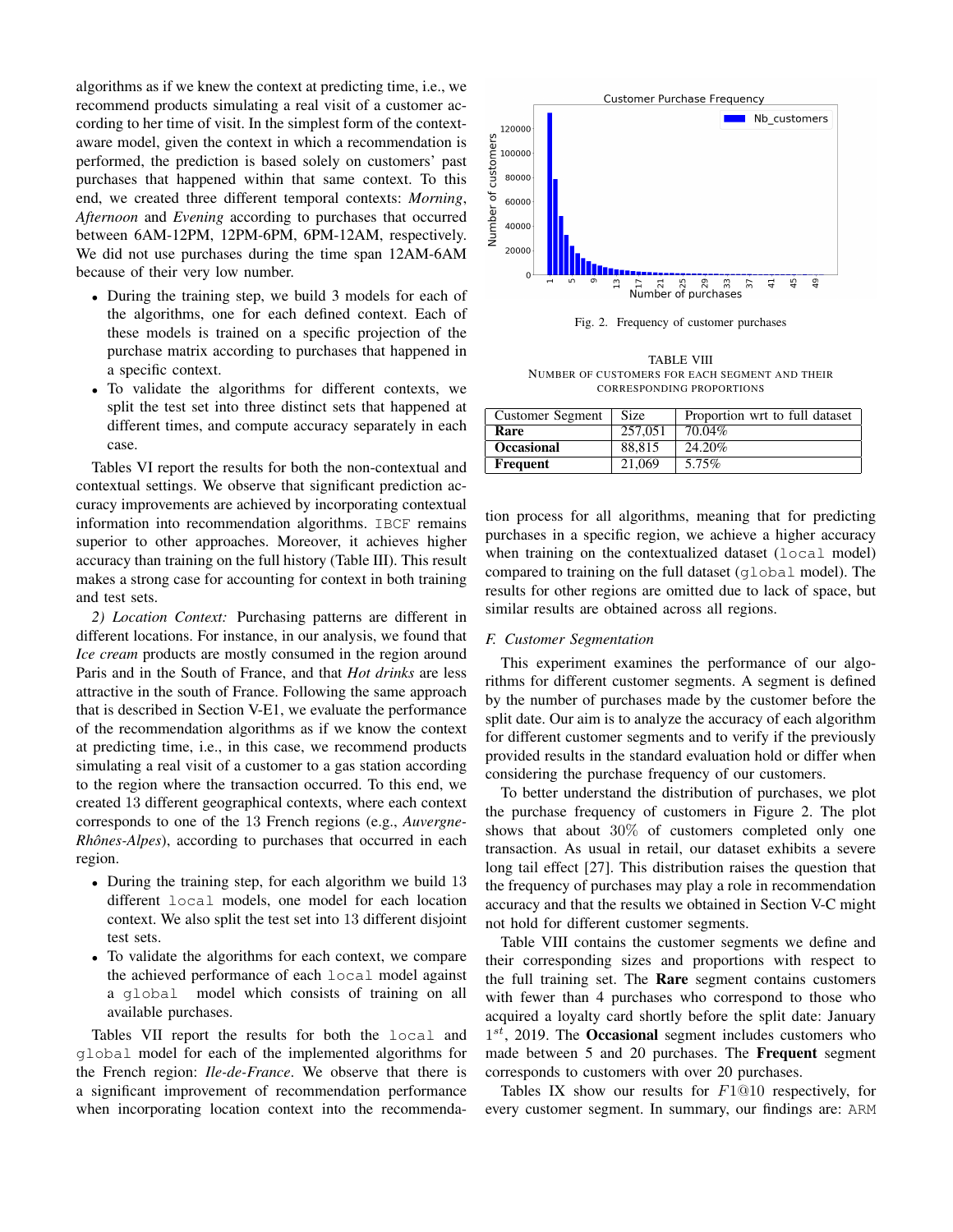algorithms as if we knew the context at predicting time, i.e., we recommend products simulating a real visit of a customer according to her time of visit. In the simplest form of the context-aware model, given the context in which a recommendation is performed, the prediction is based solely on customers' past purchases that happened within that same context. To this end, we created three different temporal contexts: *Morning*, *Afternoon* and *Evening* according to purchases that occurred between 6AM-12PM, 12PM-6PM, 6PM-12AM, respectively. We did not use purchases during the time span 12AM-6AM because of their very low number.

- During the training step, we build 3 models for each of the algorithms, one for each defined context. Each of these models is trained on a specific projection of the purchase matrix according to purchases that happened in a specific context.
- To validate the algorithms for different contexts, we split the test set into three distinct sets that happened at different times, and compute accuracy separately in each case.

Tables VI report the results for both the non-contextual and contextual settings. We observe that significant prediction accuracy improvements are achieved by incorporating contextual information into recommendation algorithms. IBCF remains superior to other approaches. Moreover, it achieves higher accuracy than training on the full history (Table III). This result makes a strong case for accounting for context in both training and test sets.

*2) Location Context:* Purchasing patterns are different in different locations. For instance, in our analysis, we found that *Ice cream* products are mostly consumed in the region around Paris and in the South of France, and that *Hot drinks* are less attractive in the south of France. Following the same approach that is described in Section V-E1, we evaluate the performance of the recommendation algorithms as if we know the context at predicting time, i.e., in this case, we recommend products simulating a real visit of a customer to a gas station according to the region where the transaction occurred. To this end, we created 13 different geographical contexts, where each context corresponds to one of the 13 French regions (e.g., *Auvergne-Rhônes-Alpes*), according to purchases that occurred in each region.

- During the training step, for each algorithm we build 13 different local models, one model for each location context. We also split the test set into 13 different disjoint test sets.
- To validate the algorithms for each context, we compare the achieved performance of each local model against a global model which consists of training on all available purchases.

Tables VII report the results for both the local and global model for each of the implemented algorithms for the French region: *Ile-de-France*. We observe that there is a significant improvement of recommendation performance when incorporating location context into the recommendation process for all algorithms, meaning that for predicting purchases in a specific region, we achieve a higher accuracy when training on the contextualized dataset (local model) compared to training on the full dataset (global model). The results for other regions are omitted due to lack of space, but similar results are obtained across all regions.

Fig. 2. Frequency of customer purchases

TABLE VIII
NUMBER OF CUSTOMERS FOR EACH SEGMENT AND THEIR CORRESPONDING PROPORTIONS

| Customer Segment | Size | Proportion wrt to full dataset |
|---|---|---|
| **Rare** | 257,051 | 70.04% |
| **Occasional** | 88,815 | 24.20% |
| **Frequent** | 21,069 | 5.75% |

### F. Customer Segmentation

This experiment examines the performance of our algorithms for different customer segments. A segment is defined by the number of purchases made by the customer before the split date. Our aim is to analyze the accuracy of each algorithm for different customer segments and to verify if the previously provided results in the standard evaluation hold or differ when considering the purchase frequency of our customers.

To better understand the distribution of purchases, we plot the purchase frequency of customers in Figure 2. The plot shows that about 30% of customers completed only one transaction. As usual in retail, our dataset exhibits a severe long tail effect [27]. This distribution raises the question that the frequency of purchases may play a role in recommendation accuracy and that the results we obtained in Section V-C might not hold for different customer segments.

Table VIII contains the customer segments we define and their corresponding sizes and proportions with respect to the full training set. The **Rare** segment contains customers with fewer than 4 purchases who correspond to those who acquired a loyalty card shortly before the split date: January $1^{st}$, 2019. The **Occasional** segment includes customers who made between 5 and 20 purchases. The **Frequent** segment corresponds to customers with over 20 purchases.

Tables IX show our results for $F1@10$ respectively, for every customer segment. In summary, our findings are: ARM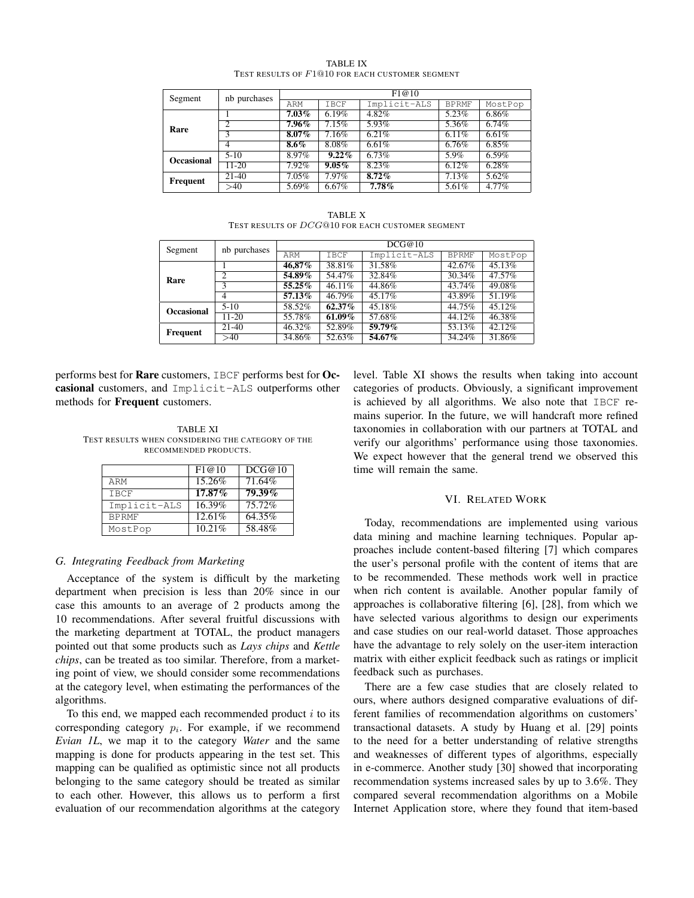TABLE IX
TEST RESULTS OF $F1@10$ FOR EACH CUSTOMER SEGMENT

| Segment | nb purchases | F1@10 | | | | |
|---|---|---|---|---|---|---|
| | | ARM | IBCF | Implicit-ALS | BPRMF | MostPop |
| **Rare** | 1 | **7.03%** | 6.19% | 4.82% | 5.23% | 6.86% |
| | 2 | **7.96%** | 7.15% | 5.93% | 5.36% | 6.74% |
| | 3 | **8.07%** | 7.16% | 6.21% | 6.11% | 6.61% |
| | 4 | **8.6%** | 8.08% | 6.61% | 6.76% | 6.85% |
| **Occasional** | 5-10 | 8.97% | **9.22%** | 6.73% | 5.9% | 6.59% |
| | 11-20 | 7.92% | **9.05%** | 8.23% | 6.12% | 6.28% |
| **Frequent** | 21-40 | 7.05% | 7.97% | **8.72%** | 7.13% | 5.62% |
| | >40 | 5.69% | 6.67% | **7.78%** | 5.61% | 4.77% |

TABLE X
TEST RESULTS OF $DCG@10$ FOR EACH CUSTOMER SEGMENT

| Segment | nb purchases | DCG@10 | | | | |
|---|---|---|---|---|---|---|
| | | ARM | IBCF | Implicit-ALS | BPRMF | MostPop |
| **Rare** | 1 | **46,87%** | 38.81% | 31.58% | 42.67% | 45.13% |
| | 2 | **54.89%** | 54.47% | 32.84% | 30.34% | 47.57% |
| | 3 | **55.25%** | 46.11% | 44.86% | 43.74% | 49.08% |
| | 4 | **57.13%** | 46.79% | 45.17% | 43.89% | 51.19% |
| **Occasional** | 5-10 | 58.52% | **62.37%** | 45.18% | 44.75% | 45.12% |
| | 11-20 | 55.78% | **61.09%** | 57.68% | 44.12% | 46.38% |
| **Frequent** | 21-40 | 46.32% | 52.89% | **59.79%** | 53.13% | 42.12% |
| | >40 | 34.86% | 52.63% | **54.67%** | 34.24% | 31.86% |

performs best for **Rare** customers, IBCF performs best for **Occasional** customers, and Implicit-ALS outperforms other methods for **Frequent** customers.

TABLE XI
TEST RESULTS WHEN CONSIDERING THE CATEGORY OF THE RECOMMENDED PRODUCTS.

| | F1@10 | DCG@10 |
|---|---|---|
| ARM | 15.26% | 71.64% |
| IBCF | **17.87%** | **79.39%** |
| Implicit-ALS | 16.39% | 75.72% |
| BPRMF | 12.61% | 64.35% |
| MostPop | 10.21% | 58.48% |

### *G. Integrating Feedback from Marketing*

Acceptance of the system is difficult by the marketing department when precision is less than 20% since in our case this amounts to an average of 2 products among the 10 recommendations. After several fruitful discussions with the marketing department at TOTAL, the product managers pointed out that some products such as *Lays chips* and *Kettle chips*, can be treated as too similar. Therefore, from a marketing point of view, we should consider some recommendations at the category level, when estimating the performances of the algorithms.

To this end, we mapped each recommended product $i$ to its corresponding category $p_i$. For example, if we recommend *Evian 1L*, we map it to the category *Water* and the same mapping is done for products appearing in the test set. This mapping can be qualified as optimistic since not all products belonging to the same category should be treated as similar to each other. However, this allows us to perform a first evaluation of our recommendation algorithms at the category level. Table XI shows the results when taking into account categories of products. Obviously, a significant improvement is achieved by all algorithms. We also note that IBCF remains superior. In the future, we will handcraft more refined taxonomies in collaboration with our partners at TOTAL and verify our algorithms' performance using those taxonomies. We expect however that the general trend we observed this time will remain the same.

## VI. RELATED WORK

Today, recommendations are implemented using various data mining and machine learning techniques. Popular approaches include content-based filtering [7] which compares the user's personal profile with the content of items that are to be recommended. These methods work well in practice when rich content is available. Another popular family of approaches is collaborative filtering [6], [28], from which we have selected various algorithms to design our experiments and case studies on our real-world dataset. Those approaches have the advantage to rely solely on the user-item interaction matrix with either explicit feedback such as ratings or implicit feedback such as purchases.

There are a few case studies that are closely related to ours, where authors designed comparative evaluations of different families of recommendation algorithms on customers' transactional datasets. A study by Huang et al. [29] points to the need for a better understanding of relative strengths and weaknesses of different types of algorithms, especially in e-commerce. Another study [30] showed that incorporating recommendation systems increased sales by up to 3.6%. They compared several recommendation algorithms on a Mobile Internet Application store, where they found that item-based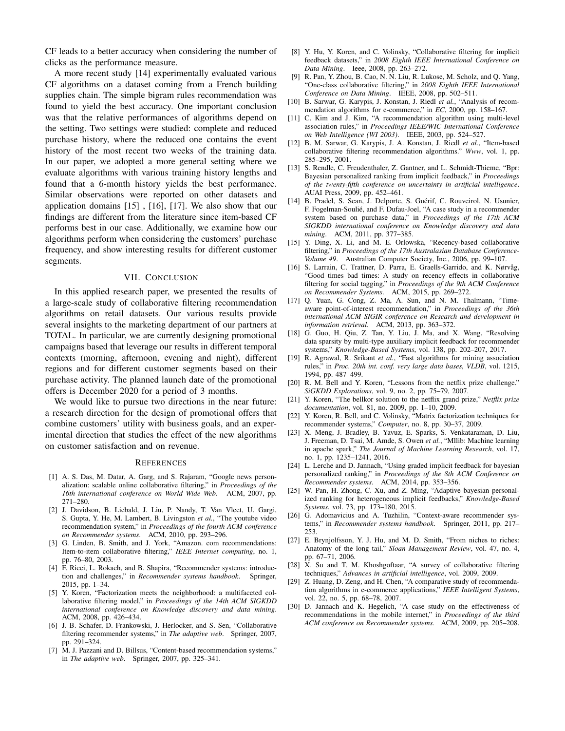CF leads to a better accuracy when considering the number of clicks as the performance measure.

A more recent study [14] experimentally evaluated various CF algorithms on a dataset coming from a French building supplies chain. The simple bigram rules recommendation was found to yield the best accuracy. One important conclusion was that the relative performances of algorithms depend on the setting. Two settings were studied: complete and reduced purchase history, where the reduced one contains the event history of the most recent two weeks of the training data. In our paper, we adopted a more general setting where we evaluate algorithms with various training history lengths and found that a 6-month history yields the best performance. Similar observations were reported on other datasets and application domains [15] , [16], [17]. We also show that our findings are different from the literature since item-based CF performs best in our case. Additionally, we examine how our algorithms perform when considering the customers' purchase frequency, and show interesting results for different customer segments.

## VII. Conclusion

In this applied research paper, we presented the results of a large-scale study of collaborative filtering recommendation algorithms on retail datasets. Our various results provide several insights to the marketing department of our partners at TOTAL. In particular, we are currently designing promotional campaigns based that leverage our results in different temporal contexts (morning, afternoon, evening and night), different regions and for different customer segments based on their purchase activity. The planned launch date of the promotional offers is December 2020 for a period of 3 months.

We would like to pursue two directions in the near future: a research direction for the design of promotional offers that combine customers' utility with business goals, and an experimental direction that studies the effect of the new algorithms on customer satisfaction and on revenue.

## References

[1] A. S. Das, M. Datar, A. Garg, and S. Rajaram, "Google news personalization: scalable online collaborative filtering," in *Proceedings of the 16th international conference on World Wide Web*. ACM, 2007, pp. 271–280.

[2] J. Davidson, B. Liebald, J. Liu, P. Nandy, T. Van Vleet, U. Gargi, S. Gupta, Y. He, M. Lambert, B. Livingston *et al.*, "The youtube video recommendation system," in *Proceedings of the fourth ACM conference on Recommender systems*. ACM, 2010, pp. 293–296.

[3] G. Linden, B. Smith, and J. York, "Amazon. com recommendations: Item-to-item collaborative filtering," *IEEE Internet computing*, no. 1, pp. 76–80, 2003.

[4] F. Ricci, L. Rokach, and B. Shapira, "Recommender systems: introduction and challenges," in *Recommender systems handbook*. Springer, 2015, pp. 1–34.

[5] Y. Koren, "Factorization meets the neighborhood: a multifaceted collaborative filtering model," in *Proceedings of the 14th ACM SIGKDD international conference on Knowledge discovery and data mining*. ACM, 2008, pp. 426–434.

[6] J. B. Schafer, D. Frankowski, J. Herlocker, and S. Sen, "Collaborative filtering recommender systems," in *The adaptive web*. Springer, 2007, pp. 291–324.

[7] M. J. Pazzani and D. Billsus, "Content-based recommendation systems," in *The adaptive web*. Springer, 2007, pp. 325–341.

[8] Y. Hu, Y. Koren, and C. Volinsky, "Collaborative filtering for implicit feedback datasets," in *2008 Eighth IEEE International Conference on Data Mining*. Ieee, 2008, pp. 263–272.

[9] R. Pan, Y. Zhou, B. Cao, N. N. Liu, R. Lukose, M. Scholz, and Q. Yang, "One-class collaborative filtering," in *2008 Eighth IEEE International Conference on Data Mining*. IEEE, 2008, pp. 502–511.

[10] B. Sarwar, G. Karypis, J. Konstan, J. Riedl *et al.*, "Analysis of recommendation algorithms for e-commerce," in *EC*, 2000, pp. 158–167.

[11] C. Kim and J. Kim, "A recommendation algorithm using multi-level association rules," in *Proceedings IEEE/WIC International Conference on Web Intelligence (WI 2003)*. IEEE, 2003, pp. 524–527.

[12] B. M. Sarwar, G. Karypis, J. A. Konstan, J. Riedl *et al.*, "Item-based collaborative filtering recommendation algorithms." *Www*, vol. 1, pp. 285–295, 2001.

[13] S. Rendle, C. Freudenthaler, Z. Gantner, and L. Schmidt-Thieme, "Bpr: Bayesian personalized ranking from implicit feedback," in *Proceedings of the twenty-fifth conference on uncertainty in artificial intelligence*. AUAI Press, 2009, pp. 452–461.

[14] B. Pradel, S. Sean, J. Delporte, S. Guérif, C. Rouveirol, N. Usunier, F. Fogelman-Soulié, and F. Dufau-Joel, "A case study in a recommender system based on purchase data," in *Proceedings of the 17th ACM SIGKDD international conference on Knowledge discovery and data mining*. ACM, 2011, pp. 377–385.

[15] Y. Ding, X. Li, and M. E. Orlowska, "Recency-based collaborative filtering," in *Proceedings of the 17th Australasian Database Conference-Volume 49*. Australian Computer Society, Inc., 2006, pp. 99–107.

[16] S. Larrain, C. Trattner, D. Parra, E. Graells-Garrido, and K. Nørvåg, "Good times bad times: A study on recency effects in collaborative filtering for social tagging," in *Proceedings of the 9th ACM Conference on Recommender Systems*. ACM, 2015, pp. 269–272.

[17] Q. Yuan, G. Cong, Z. Ma, A. Sun, and N. M. Thalmann, "Time-aware point-of-interest recommendation," in *Proceedings of the 36th international ACM SIGIR conference on Research and development in information retrieval*. ACM, 2013, pp. 363–372.

[18] G. Guo, H. Qiu, Z. Tan, Y. Liu, J. Ma, and X. Wang, "Resolving data sparsity by multi-type auxiliary implicit feedback for recommender systems," *Knowledge-Based Systems*, vol. 138, pp. 202–207, 2017.

[19] R. Agrawal, R. Srikant *et al.*, "Fast algorithms for mining association rules," in *Proc. 20th int. conf. very large data bases, VLDB*, vol. 1215, 1994, pp. 487–499.

[20] R. M. Bell and Y. Koren, "Lessons from the netflix prize challenge." *SiGKDD Explorations*, vol. 9, no. 2, pp. 75–79, 2007.

[21] Y. Koren, "The bellkor solution to the netflix grand prize," *Netflix prize documentation*, vol. 81, no. 2009, pp. 1–10, 2009.

[22] Y. Koren, R. Bell, and C. Volinsky, "Matrix factorization techniques for recommender systems," *Computer*, no. 8, pp. 30–37, 2009.

[23] X. Meng, J. Bradley, B. Yavuz, E. Sparks, S. Venkataraman, D. Liu, J. Freeman, D. Tsai, M. Amde, S. Owen *et al.*, "Mllib: Machine learning in apache spark," *The Journal of Machine Learning Research*, vol. 17, no. 1, pp. 1235–1241, 2016.

[24] L. Lerche and D. Jannach, "Using graded implicit feedback for bayesian personalized ranking," in *Proceedings of the 8th ACM Conference on Recommender systems*. ACM, 2014, pp. 353–356.

[25] W. Pan, H. Zhong, C. Xu, and Z. Ming, "Adaptive bayesian personalized ranking for heterogeneous implicit feedbacks," *Knowledge-Based Systems*, vol. 73, pp. 173–180, 2015.

[26] G. Adomavicius and A. Tuzhilin, "Context-aware recommender systems," in *Recommender systems handbook*. Springer, 2011, pp. 217–253.

[27] E. Brynjolfsson, Y. J. Hu, and M. D. Smith, "From niches to riches: Anatomy of the long tail," *Sloan Management Review*, vol. 47, no. 4, pp. 67–71, 2006.

[28] X. Su and T. M. Khoshgoftaar, "A survey of collaborative filtering techniques," *Advances in artificial intelligence*, vol. 2009, 2009.

[29] Z. Huang, D. Zeng, and H. Chen, "A comparative study of recommendation algorithms in e-commerce applications," *IEEE Intelligent Systems*, vol. 22, no. 5, pp. 68–78, 2007.

[30] D. Jannach and K. Hegelich, "A case study on the effectiveness of recommendations in the mobile internet," in *Proceedings of the third ACM conference on Recommender systems*. ACM, 2009, pp. 205–208.